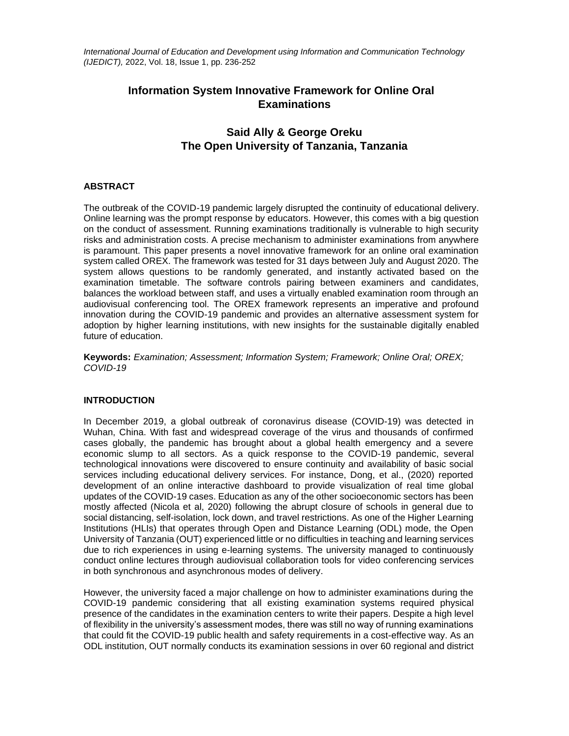# Information System Innovative Framework for Online Oral Examinations

**Said Ally & George Oreku**
**The Open University of Tanzania, Tanzania**

## ABSTRACT

The outbreak of the COVID-19 pandemic largely disrupted the continuity of educational delivery. Online learning was the prompt response by educators. However, this comes with a big question on the conduct of assessment. Running examinations traditionally is vulnerable to high security risks and administration costs. A precise mechanism to administer examinations from anywhere is paramount. This paper presents a novel innovative framework for an online oral examination system called OREX. The framework was tested for 31 days between July and August 2020. The system allows questions to be randomly generated, and instantly activated based on the examination timetable. The software controls pairing between examiners and candidates, balances the workload between staff, and uses a virtually enabled examination room through an audiovisual conferencing tool. The OREX framework represents an imperative and profound innovation during the COVID-19 pandemic and provides an alternative assessment system for adoption by higher learning institutions, with new insights for the sustainable digitally enabled future of education.

**Keywords:** *Examination; Assessment; Information System; Framework; Online Oral; OREX; COVID-19*

## INTRODUCTION

In December 2019, a global outbreak of coronavirus disease (COVID-19) was detected in Wuhan, China. With fast and widespread coverage of the virus and thousands of confirmed cases globally, the pandemic has brought about a global health emergency and a severe economic slump to all sectors. As a quick response to the COVID-19 pandemic, several technological innovations were discovered to ensure continuity and availability of basic social services including educational delivery services. For instance, Dong, et al., (2020) reported development of an online interactive dashboard to provide visualization of real time global updates of the COVID-19 cases. Education as any of the other socioeconomic sectors has been mostly affected (Nicola et al, 2020) following the abrupt closure of schools in general due to social distancing, self-isolation, lock down, and travel restrictions. As one of the Higher Learning Institutions (HLIs) that operates through Open and Distance Learning (ODL) mode, the Open University of Tanzania (OUT) experienced little or no difficulties in teaching and learning services due to rich experiences in using e-learning systems. The university managed to continuously conduct online lectures through audiovisual collaboration tools for video conferencing services in both synchronous and asynchronous modes of delivery.

However, the university faced a major challenge on how to administer examinations during the COVID-19 pandemic considering that all existing examination systems required physical presence of the candidates in the examination centers to write their papers. Despite a high level of flexibility in the university's assessment modes, there was still no way of running examinations that could fit the COVID-19 public health and safety requirements in a cost-effective way. As an ODL institution, OUT normally conducts its examination sessions in over 60 regional and district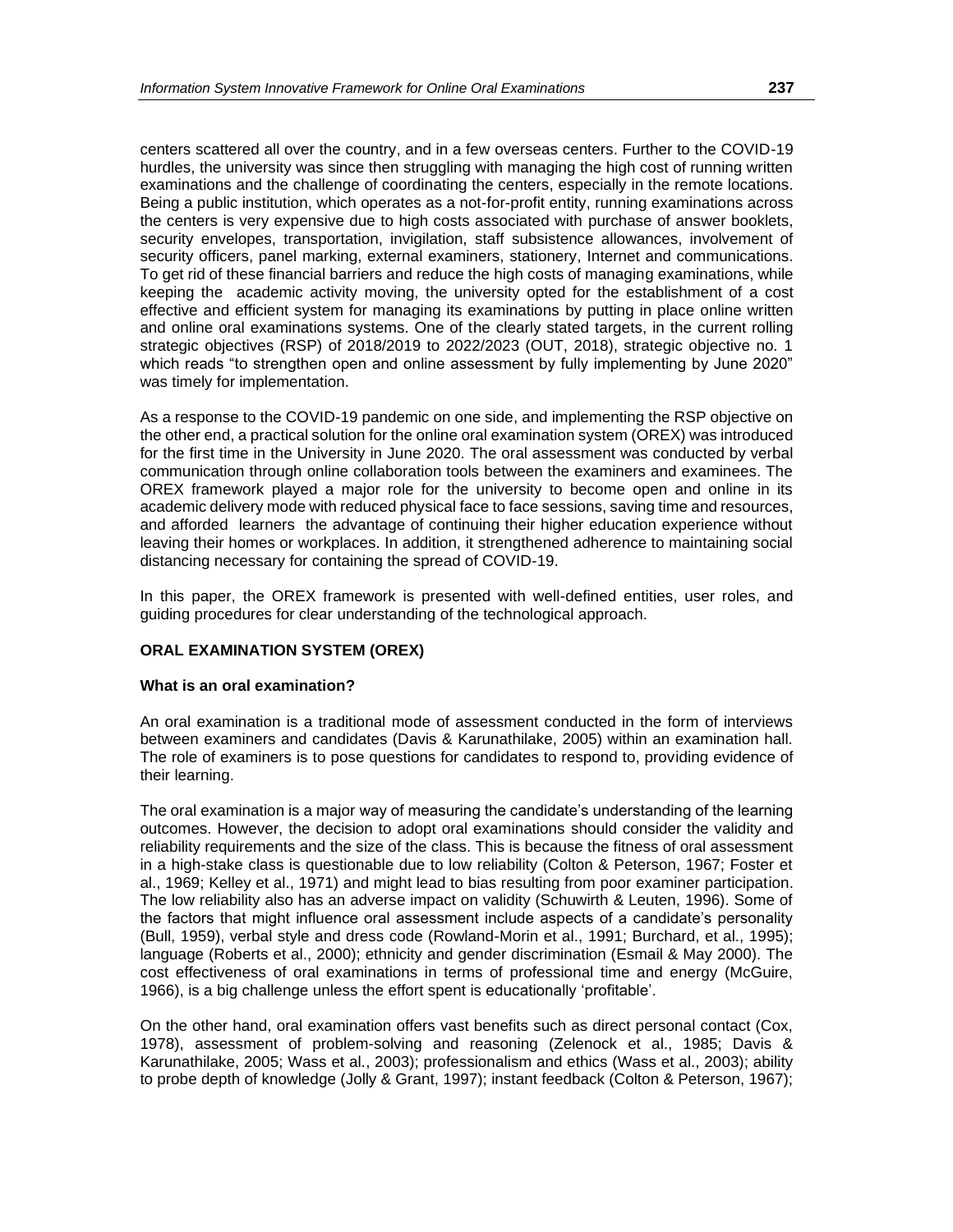centers scattered all over the country, and in a few overseas centers. Further to the COVID-19 hurdles, the university was since then struggling with managing the high cost of running written examinations and the challenge of coordinating the centers, especially in the remote locations. Being a public institution, which operates as a not-for-profit entity, running examinations across the centers is very expensive due to high costs associated with purchase of answer booklets, security envelopes, transportation, invigilation, staff subsistence allowances, involvement of security officers, panel marking, external examiners, stationery, Internet and communications. To get rid of these financial barriers and reduce the high costs of managing examinations, while keeping the academic activity moving, the university opted for the establishment of a cost effective and efficient system for managing its examinations by putting in place online written and online oral examinations systems. One of the clearly stated targets, in the current rolling strategic objectives (RSP) of 2018/2019 to 2022/2023 (OUT, 2018), strategic objective no. 1 which reads "to strengthen open and online assessment by fully implementing by June 2020" was timely for implementation.

As a response to the COVID-19 pandemic on one side, and implementing the RSP objective on the other end, a practical solution for the online oral examination system (OREX) was introduced for the first time in the University in June 2020. The oral assessment was conducted by verbal communication through online collaboration tools between the examiners and examinees. The OREX framework played a major role for the university to become open and online in its academic delivery mode with reduced physical face to face sessions, saving time and resources, and afforded learners the advantage of continuing their higher education experience without leaving their homes or workplaces. In addition, it strengthened adherence to maintaining social distancing necessary for containing the spread of COVID-19.

In this paper, the OREX framework is presented with well-defined entities, user roles, and guiding procedures for clear understanding of the technological approach.

## ORAL EXAMINATION SYSTEM (OREX)

### What is an oral examination?

An oral examination is a traditional mode of assessment conducted in the form of interviews between examiners and candidates (Davis & Karunathilake, 2005) within an examination hall. The role of examiners is to pose questions for candidates to respond to, providing evidence of their learning.

The oral examination is a major way of measuring the candidate's understanding of the learning outcomes. However, the decision to adopt oral examinations should consider the validity and reliability requirements and the size of the class. This is because the fitness of oral assessment in a high-stake class is questionable due to low reliability (Colton & Peterson, 1967; Foster et al., 1969; Kelley et al., 1971) and might lead to bias resulting from poor examiner participation. The low reliability also has an adverse impact on validity (Schuwirth & Leuten, 1996). Some of the factors that might influence oral assessment include aspects of a candidate's personality (Bull, 1959), verbal style and dress code (Rowland-Morin et al., 1991; Burchard, et al., 1995); language (Roberts et al., 2000); ethnicity and gender discrimination (Esmail & May 2000). The cost effectiveness of oral examinations in terms of professional time and energy (McGuire, 1966), is a big challenge unless the effort spent is educationally 'profitable'.

On the other hand, oral examination offers vast benefits such as direct personal contact (Cox, 1978), assessment of problem-solving and reasoning (Zelenock et al., 1985; Davis & Karunathilake, 2005; Wass et al., 2003); professionalism and ethics (Wass et al., 2003); ability to probe depth of knowledge (Jolly & Grant, 1997); instant feedback (Colton & Peterson, 1967);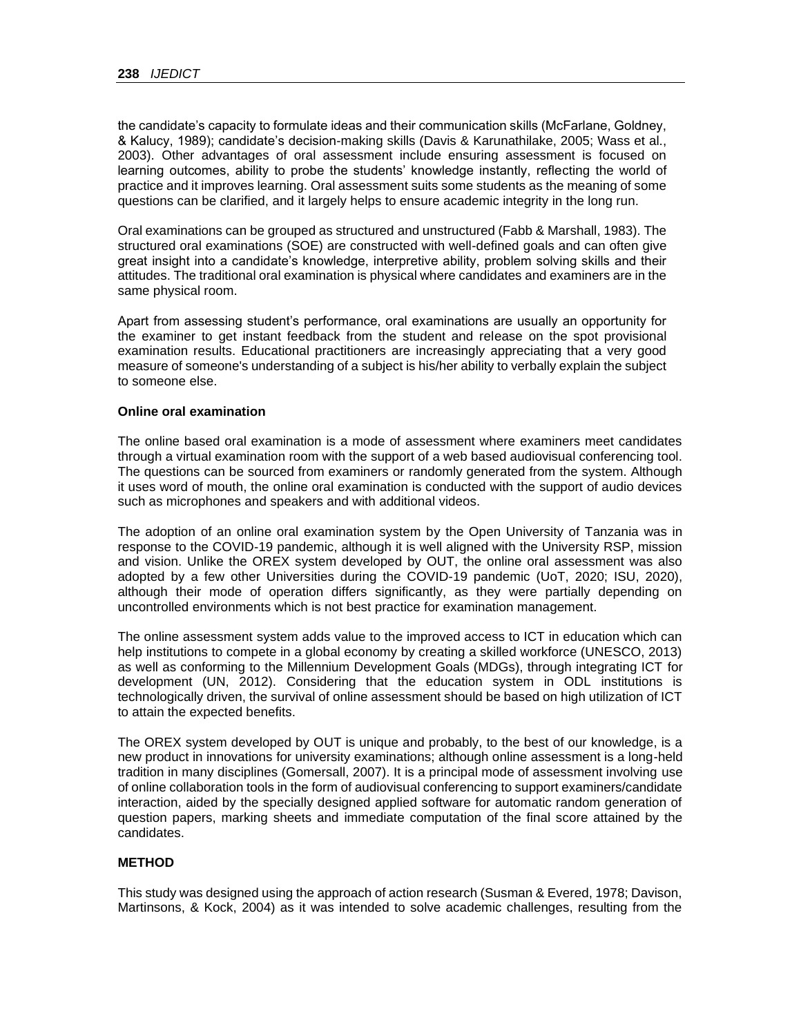the candidate's capacity to formulate ideas and their communication skills (McFarlane, Goldney, & Kalucy, 1989); candidate's decision-making skills (Davis & Karunathilake, 2005; Wass et al., 2003). Other advantages of oral assessment include ensuring assessment is focused on learning outcomes, ability to probe the students' knowledge instantly, reflecting the world of practice and it improves learning. Oral assessment suits some students as the meaning of some questions can be clarified, and it largely helps to ensure academic integrity in the long run.

Oral examinations can be grouped as structured and unstructured (Fabb & Marshall, 1983). The structured oral examinations (SOE) are constructed with well-defined goals and can often give great insight into a candidate's knowledge, interpretive ability, problem solving skills and their attitudes. The traditional oral examination is physical where candidates and examiners are in the same physical room.

Apart from assessing student's performance, oral examinations are usually an opportunity for the examiner to get instant feedback from the student and release on the spot provisional examination results. Educational practitioners are increasingly appreciating that a very good measure of someone's understanding of a subject is his/her ability to verbally explain the subject to someone else.

**Online oral examination**

The online based oral examination is a mode of assessment where examiners meet candidates through a virtual examination room with the support of a web based audiovisual conferencing tool. The questions can be sourced from examiners or randomly generated from the system. Although it uses word of mouth, the online oral examination is conducted with the support of audio devices such as microphones and speakers and with additional videos.

The adoption of an online oral examination system by the Open University of Tanzania was in response to the COVID-19 pandemic, although it is well aligned with the University RSP, mission and vision. Unlike the OREX system developed by OUT, the online oral assessment was also adopted by a few other Universities during the COVID-19 pandemic (UoT, 2020; ISU, 2020), although their mode of operation differs significantly, as they were partially depending on uncontrolled environments which is not best practice for examination management.

The online assessment system adds value to the improved access to ICT in education which can help institutions to compete in a global economy by creating a skilled workforce (UNESCO, 2013) as well as conforming to the Millennium Development Goals (MDGs), through integrating ICT for development (UN, 2012). Considering that the education system in ODL institutions is technologically driven, the survival of online assessment should be based on high utilization of ICT to attain the expected benefits.

The OREX system developed by OUT is unique and probably, to the best of our knowledge, is a new product in innovations for university examinations; although online assessment is a long-held tradition in many disciplines (Gomersall, 2007). It is a principal mode of assessment involving use of online collaboration tools in the form of audiovisual conferencing to support examiners/candidate interaction, aided by the specially designed applied software for automatic random generation of question papers, marking sheets and immediate computation of the final score attained by the candidates.

## METHOD

This study was designed using the approach of action research (Susman & Evered, 1978; Davison, Martinsons, & Kock, 2004) as it was intended to solve academic challenges, resulting from the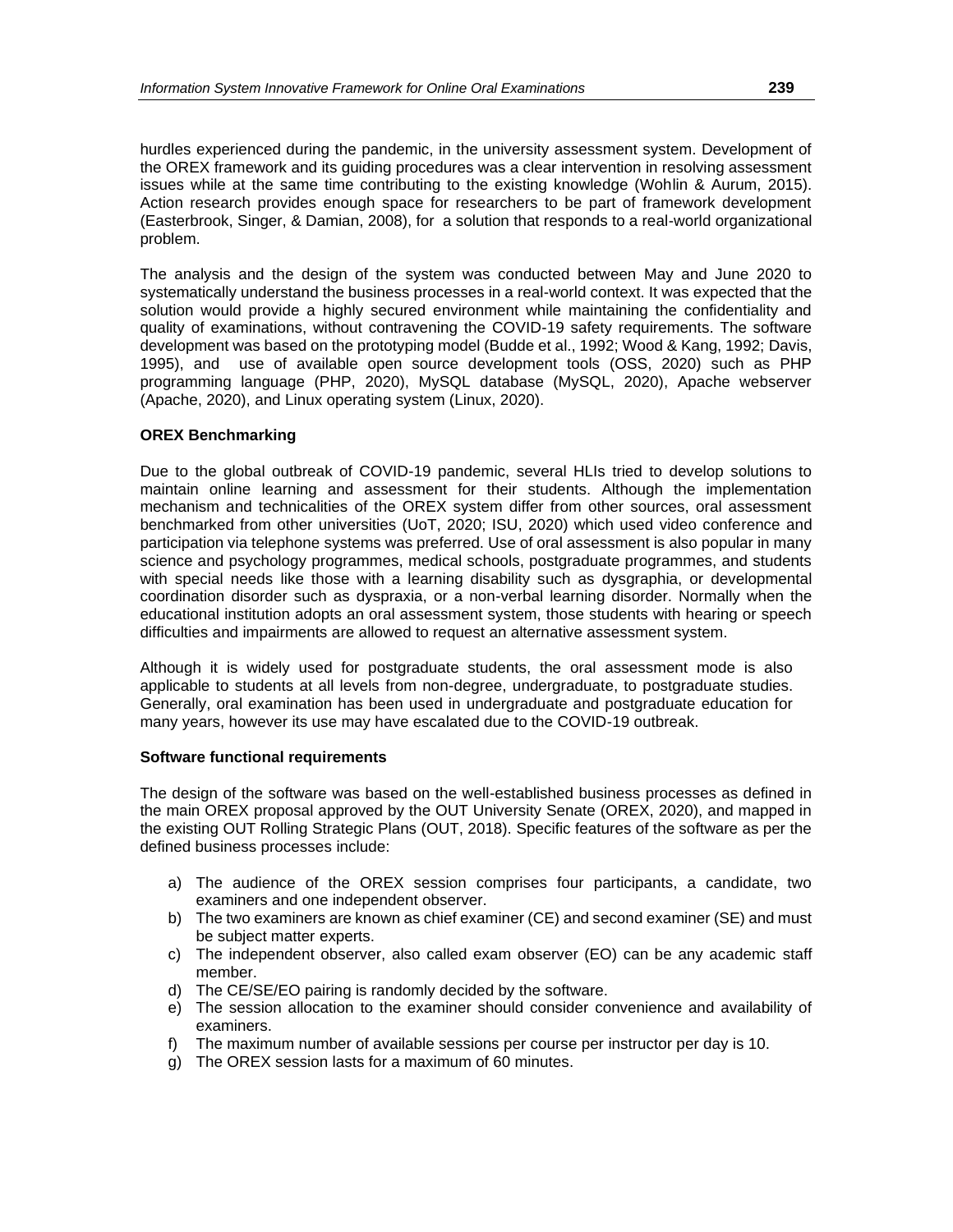hurdles experienced during the pandemic, in the university assessment system. Development of the OREX framework and its guiding procedures was a clear intervention in resolving assessment issues while at the same time contributing to the existing knowledge (Wohlin & Aurum, 2015). Action research provides enough space for researchers to be part of framework development (Easterbrook, Singer, & Damian, 2008), for a solution that responds to a real-world organizational problem.

The analysis and the design of the system was conducted between May and June 2020 to systematically understand the business processes in a real-world context. It was expected that the solution would provide a highly secured environment while maintaining the confidentiality and quality of examinations, without contravening the COVID-19 safety requirements. The software development was based on the prototyping model (Budde et al., 1992; Wood & Kang, 1992; Davis, 1995), and use of available open source development tools (OSS, 2020) such as PHP programming language (PHP, 2020), MySQL database (MySQL, 2020), Apache webserver (Apache, 2020), and Linux operating system (Linux, 2020).

**OREX Benchmarking**

Due to the global outbreak of COVID-19 pandemic, several HLIs tried to develop solutions to maintain online learning and assessment for their students. Although the implementation mechanism and technicalities of the OREX system differ from other sources, oral assessment benchmarked from other universities (UoT, 2020; ISU, 2020) which used video conference and participation via telephone systems was preferred. Use of oral assessment is also popular in many science and psychology programmes, medical schools, postgraduate programmes, and students with special needs like those with a learning disability such as dysgraphia, or developmental coordination disorder such as dyspraxia, or a non-verbal learning disorder. Normally when the educational institution adopts an oral assessment system, those students with hearing or speech difficulties and impairments are allowed to request an alternative assessment system.

Although it is widely used for postgraduate students, the oral assessment mode is also applicable to students at all levels from non-degree, undergraduate, to postgraduate studies. Generally, oral examination has been used in undergraduate and postgraduate education for many years, however its use may have escalated due to the COVID-19 outbreak.

**Software functional requirements**

The design of the software was based on the well-established business processes as defined in the main OREX proposal approved by the OUT University Senate (OREX, 2020), and mapped in the existing OUT Rolling Strategic Plans (OUT, 2018). Specific features of the software as per the defined business processes include:

a) The audience of the OREX session comprises four participants, a candidate, two examiners and one independent observer.
b) The two examiners are known as chief examiner (CE) and second examiner (SE) and must be subject matter experts.
c) The independent observer, also called exam observer (EO) can be any academic staff member.
d) The CE/SE/EO pairing is randomly decided by the software.
e) The session allocation to the examiner should consider convenience and availability of examiners.
f) The maximum number of available sessions per course per instructor per day is 10.
g) The OREX session lasts for a maximum of 60 minutes.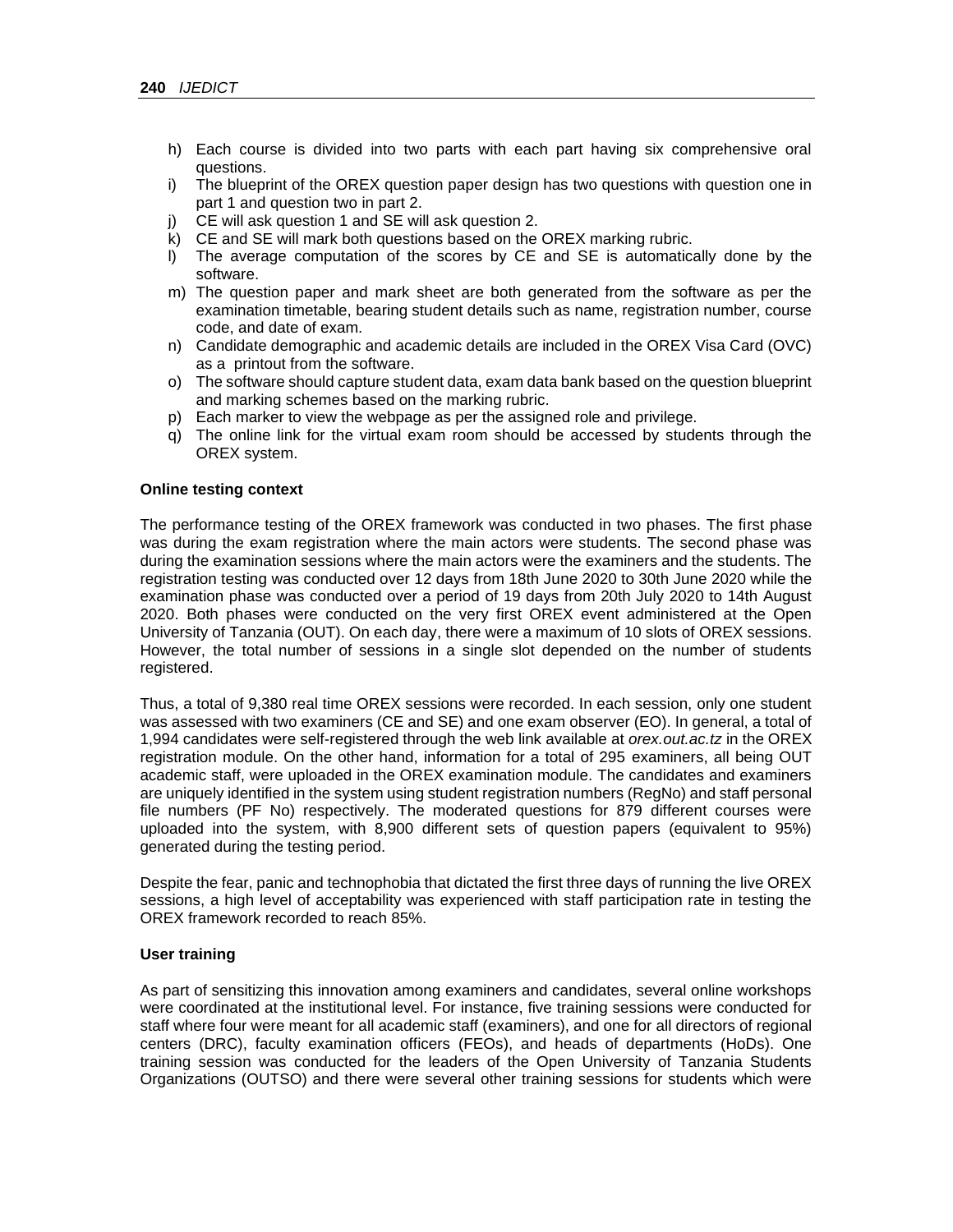h) Each course is divided into two parts with each part having six comprehensive oral questions.
i) The blueprint of the OREX question paper design has two questions with question one in part 1 and question two in part 2.
j) CE will ask question 1 and SE will ask question 2.
k) CE and SE will mark both questions based on the OREX marking rubric.
l) The average computation of the scores by CE and SE is automatically done by the software.
m) The question paper and mark sheet are both generated from the software as per the examination timetable, bearing student details such as name, registration number, course code, and date of exam.
n) Candidate demographic and academic details are included in the OREX Visa Card (OVC) as a printout from the software.
o) The software should capture student data, exam data bank based on the question blueprint and marking schemes based on the marking rubric.
p) Each marker to view the webpage as per the assigned role and privilege.
q) The online link for the virtual exam room should be accessed by students through the OREX system.

**Online testing context**

The performance testing of the OREX framework was conducted in two phases. The first phase was during the exam registration where the main actors were students. The second phase was during the examination sessions where the main actors were the examiners and the students. The registration testing was conducted over 12 days from 18th June 2020 to 30th June 2020 while the examination phase was conducted over a period of 19 days from 20th July 2020 to 14th August 2020. Both phases were conducted on the very first OREX event administered at the Open University of Tanzania (OUT). On each day, there were a maximum of 10 slots of OREX sessions. However, the total number of sessions in a single slot depended on the number of students registered.

Thus, a total of 9,380 real time OREX sessions were recorded. In each session, only one student was assessed with two examiners (CE and SE) and one exam observer (EO). In general, a total of 1,994 candidates were self-registered through the web link available at *orex.out.ac.tz* in the OREX registration module. On the other hand, information for a total of 295 examiners, all being OUT academic staff, were uploaded in the OREX examination module. The candidates and examiners are uniquely identified in the system using student registration numbers (RegNo) and staff personal file numbers (PF No) respectively. The moderated questions for 879 different courses were uploaded into the system, with 8,900 different sets of question papers (equivalent to 95%) generated during the testing period.

Despite the fear, panic and technophobia that dictated the first three days of running the live OREX sessions, a high level of acceptability was experienced with staff participation rate in testing the OREX framework recorded to reach 85%.

**User training**

As part of sensitizing this innovation among examiners and candidates, several online workshops were coordinated at the institutional level. For instance, five training sessions were conducted for staff where four were meant for all academic staff (examiners), and one for all directors of regional centers (DRC), faculty examination officers (FEOs), and heads of departments (HoDs). One training session was conducted for the leaders of the Open University of Tanzania Students Organizations (OUTSO) and there were several other training sessions for students which were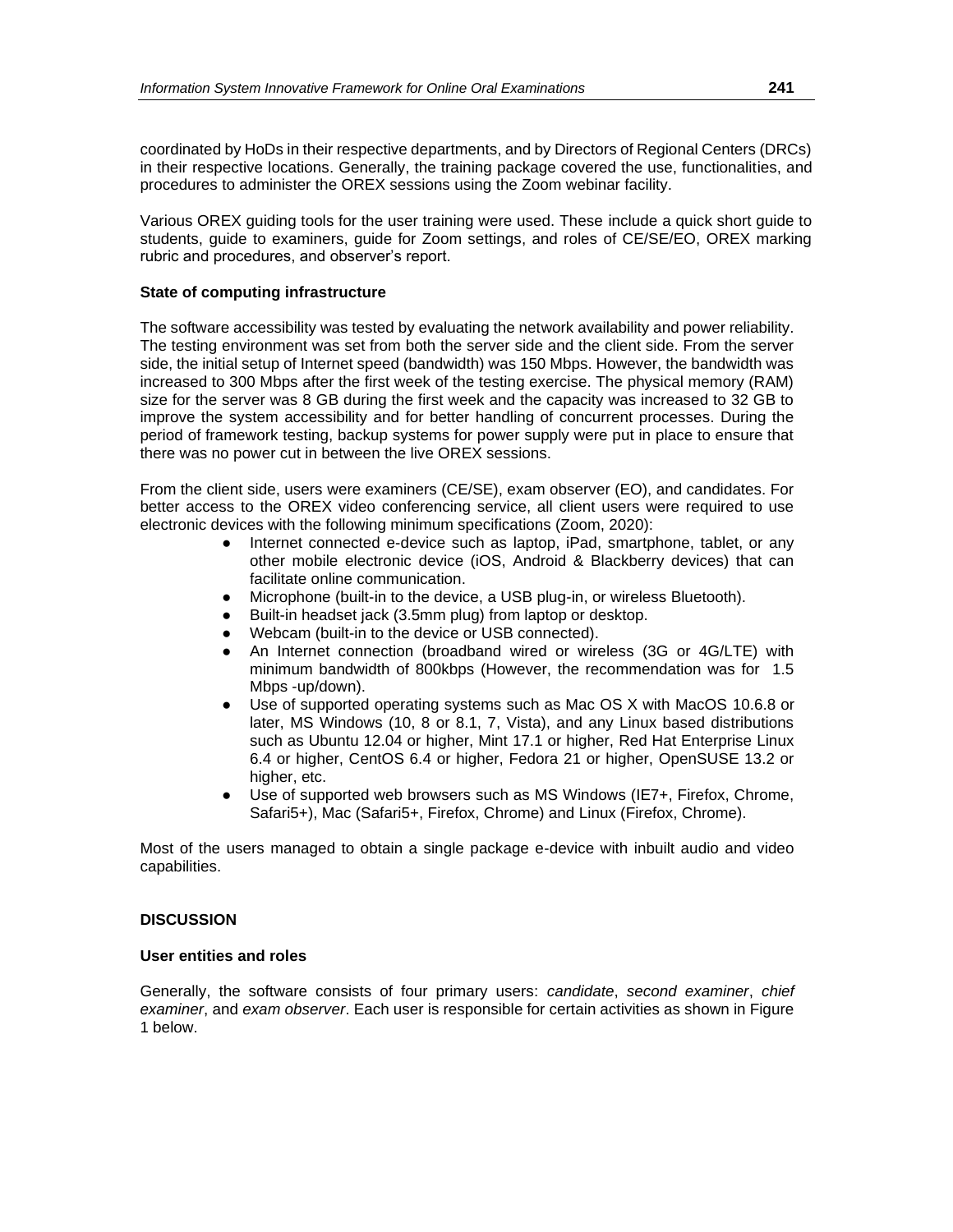coordinated by HoDs in their respective departments, and by Directors of Regional Centers (DRCs) in their respective locations. Generally, the training package covered the use, functionalities, and procedures to administer the OREX sessions using the Zoom webinar facility.

Various OREX guiding tools for the user training were used. These include a quick short guide to students, guide to examiners, guide for Zoom settings, and roles of CE/SE/EO, OREX marking rubric and procedures, and observer's report.

#### State of computing infrastructure

The software accessibility was tested by evaluating the network availability and power reliability. The testing environment was set from both the server side and the client side. From the server side, the initial setup of Internet speed (bandwidth) was 150 Mbps. However, the bandwidth was increased to 300 Mbps after the first week of the testing exercise. The physical memory (RAM) size for the server was 8 GB during the first week and the capacity was increased to 32 GB to improve the system accessibility and for better handling of concurrent processes. During the period of framework testing, backup systems for power supply were put in place to ensure that there was no power cut in between the live OREX sessions.

From the client side, users were examiners (CE/SE), exam observer (EO), and candidates. For better access to the OREX video conferencing service, all client users were required to use electronic devices with the following minimum specifications (Zoom, 2020):

- Internet connected e-device such as laptop, iPad, smartphone, tablet, or any other mobile electronic device (iOS, Android & Blackberry devices) that can facilitate online communication.
- Microphone (built-in to the device, a USB plug-in, or wireless Bluetooth).
- Built-in headset jack (3.5mm plug) from laptop or desktop.
- Webcam (built-in to the device or USB connected).
- An Internet connection (broadband wired or wireless (3G or 4G/LTE) with minimum bandwidth of 800kbps (However, the recommendation was for 1.5 Mbps -up/down).
- Use of supported operating systems such as Mac OS X with MacOS 10.6.8 or later, MS Windows (10, 8 or 8.1, 7, Vista), and any Linux based distributions such as Ubuntu 12.04 or higher, Mint 17.1 or higher, Red Hat Enterprise Linux 6.4 or higher, CentOS 6.4 or higher, Fedora 21 or higher, OpenSUSE 13.2 or higher, etc.
- Use of supported web browsers such as MS Windows (IE7+, Firefox, Chrome, Safari5+), Mac (Safari5+, Firefox, Chrome) and Linux (Firefox, Chrome).

Most of the users managed to obtain a single package e-device with inbuilt audio and video capabilities.

### DISCUSSION

#### User entities and roles

Generally, the software consists of four primary users: *candidate*, *second examiner*, *chief examiner*, and *exam observer*. Each user is responsible for certain activities as shown in Figure 1 below.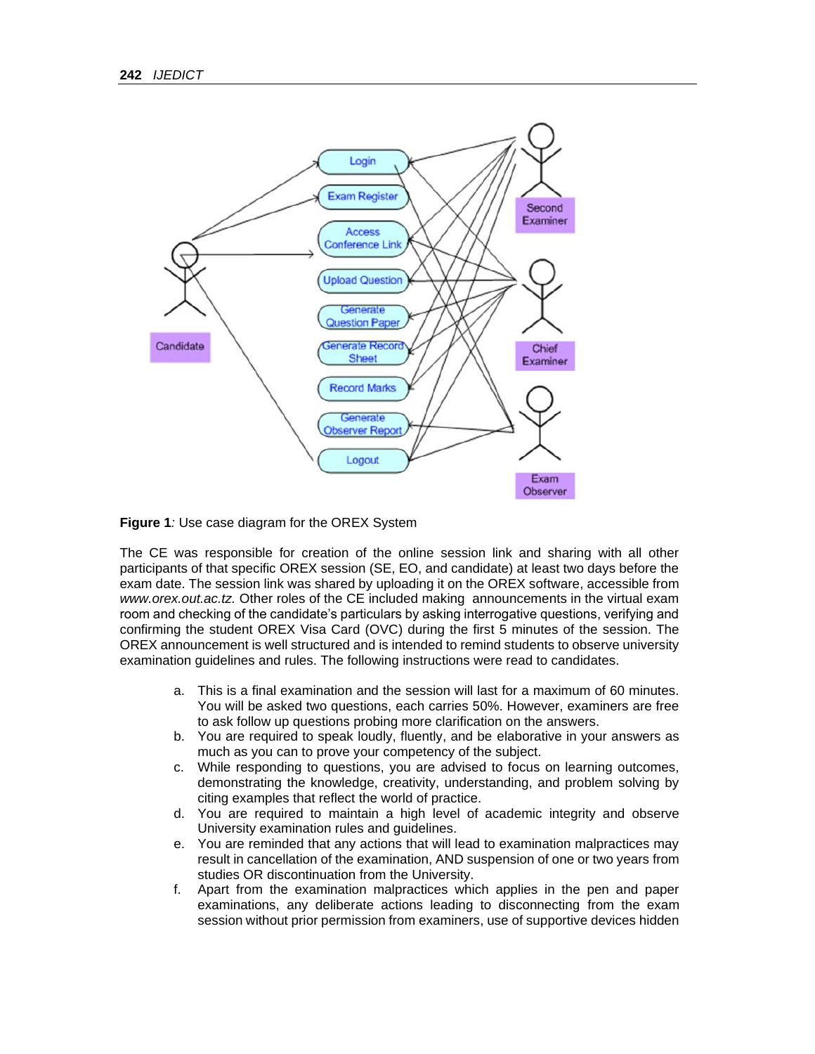**Figure 1**: Use case diagram for the OREX System

The CE was responsible for creation of the online session link and sharing with all other participants of that specific OREX session (SE, EO, and candidate) at least two days before the exam date. The session link was shared by uploading it on the OREX software, accessible from *www.orex.out.ac.tz.* Other roles of the CE included making announcements in the virtual exam room and checking of the candidate's particulars by asking interrogative questions, verifying and confirming the student OREX Visa Card (OVC) during the first 5 minutes of the session. The OREX announcement is well structured and is intended to remind students to observe university examination guidelines and rules. The following instructions were read to candidates.

a. This is a final examination and the session will last for a maximum of 60 minutes. You will be asked two questions, each carries 50%. However, examiners are free to ask follow up questions probing more clarification on the answers.
b. You are required to speak loudly, fluently, and be elaborative in your answers as much as you can to prove your competency of the subject.
c. While responding to questions, you are advised to focus on learning outcomes, demonstrating the knowledge, creativity, understanding, and problem solving by citing examples that reflect the world of practice.
d. You are required to maintain a high level of academic integrity and observe University examination rules and guidelines.
e. You are reminded that any actions that will lead to examination malpractices may result in cancellation of the examination, AND suspension of one or two years from studies OR discontinuation from the University.
f. Apart from the examination malpractices which applies in the pen and paper examinations, any deliberate actions leading to disconnecting from the exam session without prior permission from examiners, use of supportive devices hidden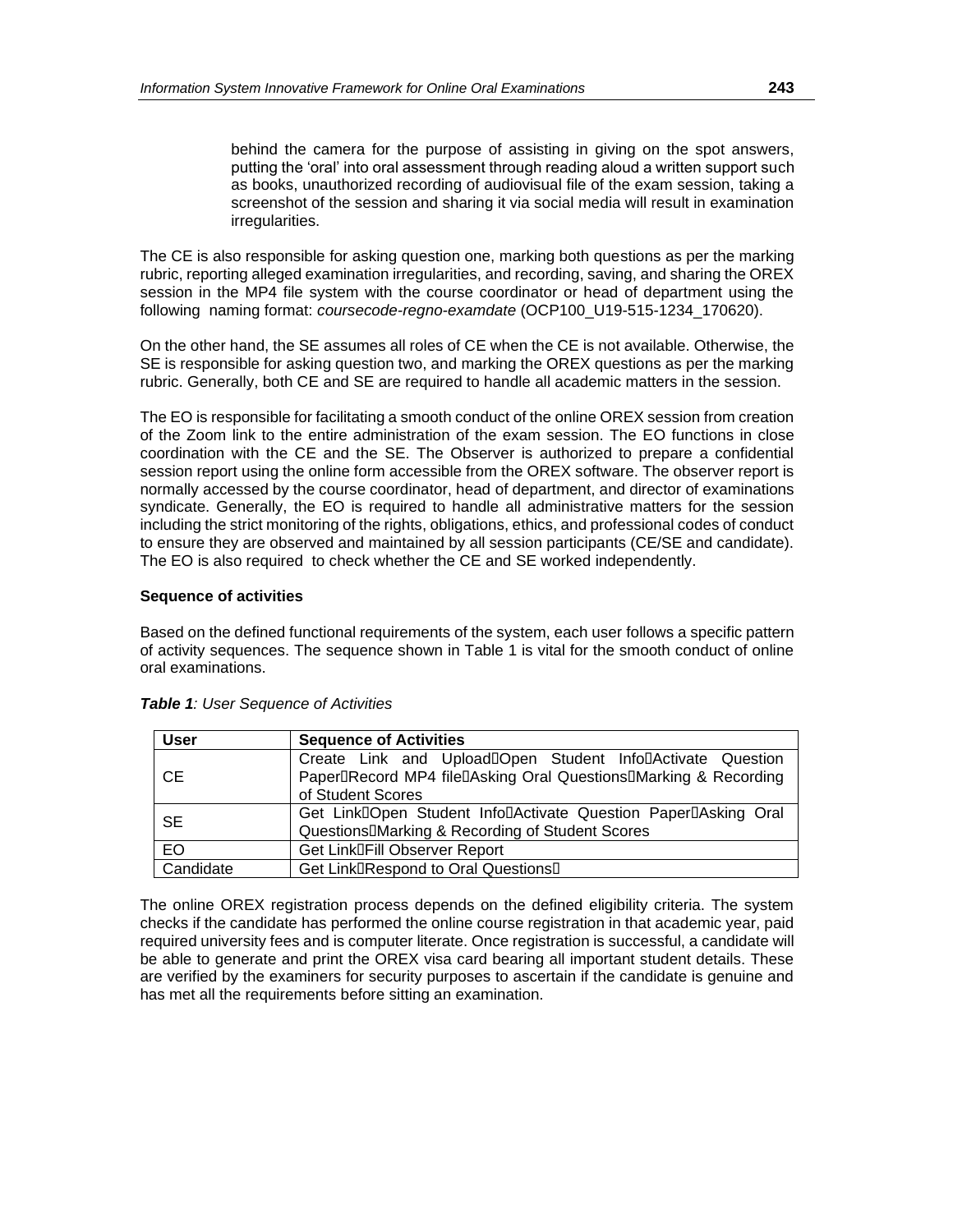behind the camera for the purpose of assisting in giving on the spot answers, putting the 'oral' into oral assessment through reading aloud a written support such as books, unauthorized recording of audiovisual file of the exam session, taking a screenshot of the session and sharing it via social media will result in examination irregularities.

The CE is also responsible for asking question one, marking both questions as per the marking rubric, reporting alleged examination irregularities, and recording, saving, and sharing the OREX session in the MP4 file system with the course coordinator or head of department using the following naming format: *coursecode-regno-examdate* (OCP100_U19-515-1234_170620).

On the other hand, the SE assumes all roles of CE when the CE is not available. Otherwise, the SE is responsible for asking question two, and marking the OREX questions as per the marking rubric. Generally, both CE and SE are required to handle all academic matters in the session.

The EO is responsible for facilitating a smooth conduct of the online OREX session from creation of the Zoom link to the entire administration of the exam session. The EO functions in close coordination with the CE and the SE. The Observer is authorized to prepare a confidential session report using the online form accessible from the OREX software. The observer report is normally accessed by the course coordinator, head of department, and director of examinations syndicate. Generally, the EO is required to handle all administrative matters for the session including the strict monitoring of the rights, obligations, ethics, and professional codes of conduct to ensure they are observed and maintained by all session participants (CE/SE and candidate). The EO is also required to check whether the CE and SE worked independently.

**Sequence of activities**

Based on the defined functional requirements of the system, each user follows a specific pattern of activity sequences. The sequence shown in Table 1 is vital for the smooth conduct of online oral examinations.

***Table 1****: User Sequence of Activities*

| User | Sequence of Activities |
|---|---|
| CE | Create Link and Upload→Open Student Info→Activate Question Paper→Record MP4 file→Asking Oral Questions→Marking & Recording of Student Scores |
| SE | Get Link→Open Student Info→Activate Question Paper→Asking Oral Questions→Marking & Recording of Student Scores |
| EO | Get Link→Fill Observer Report |
| Candidate | Get Link→Respond to Oral Questions→ |

The online OREX registration process depends on the defined eligibility criteria. The system checks if the candidate has performed the online course registration in that academic year, paid required university fees and is computer literate. Once registration is successful, a candidate will be able to generate and print the OREX visa card bearing all important student details. These are verified by the examiners for security purposes to ascertain if the candidate is genuine and has met all the requirements before sitting an examination.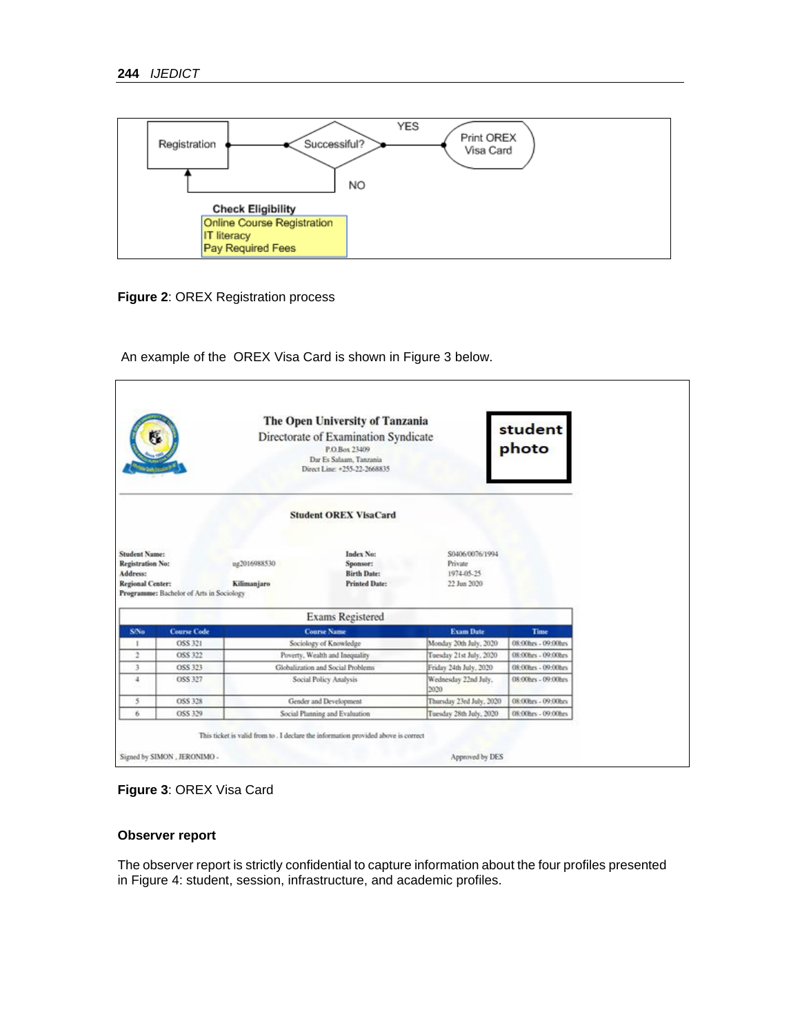| Registration | Successful? | YES → Print OREX Visa Card |
|---|---|---|
| | NO → back to Registration | |

**Check Eligibility**
Online Course Registration
IT literacy
Pay Required Fees

**Figure 2**: OREX Registration process

An example of the OREX Visa Card is shown in Figure 3 below.

**The Open University of Tanzania**
Directorate of Examination Syndicate
P.O.Box 23409
Dar Es Salaam, Tanzania
Direct Line: +255-22-2668835

student photo

**Student OREX VisaCard**

| | | | |
|---|---|---|---|
| **Student Name:** | | **Index No:** | S0406/0076/1994 |
| **Registration No:** | ug2016988530 | **Sponsor:** | Private |
| **Address:** | | **Birth Date:** | 1974-05-25 |
| **Regional Center:** | **Kilimanjaro** | **Printed Date:** | 22 Jun 2020 |

**Programme:** Bachelor of Arts in Sociology

Exams Registered

| S/No | Course Code | Course Name | Exam Date | Time |
|---|---|---|---|---|
| 1 | OSS 321 | Sociology of Knowledge | Monday 20th July, 2020 | 08:00hrs - 09:00hrs |
| 2 | OSS 322 | Poverty, Wealth and Inequality | Tuesday 21st July, 2020 | 08:00hrs - 09:00hrs |
| 3 | OSS 323 | Globalization and Social Problems | Friday 24th July, 2020 | 08:00hrs - 09:00hrs |
| 4 | OSS 327 | Social Policy Analysis | Wednesday 22nd July, 2020 | 08:00hrs - 09:00hrs |
| 5 | OSS 328 | Gender and Development | Thursday 23rd July, 2020 | 08:00hrs - 09:00hrs |
| 6 | OSS 329 | Social Planning and Evaluation | Tuesday 28th July, 2020 | 08:00hrs - 09:00hrs |

This ticket is valid from to . I declare the information provided above is correct

Signed by SIMON , JERONIMO - Approved by DES

**Figure 3**: OREX Visa Card

**Observer report**

The observer report is strictly confidential to capture information about the four profiles presented in Figure 4: student, session, infrastructure, and academic profiles.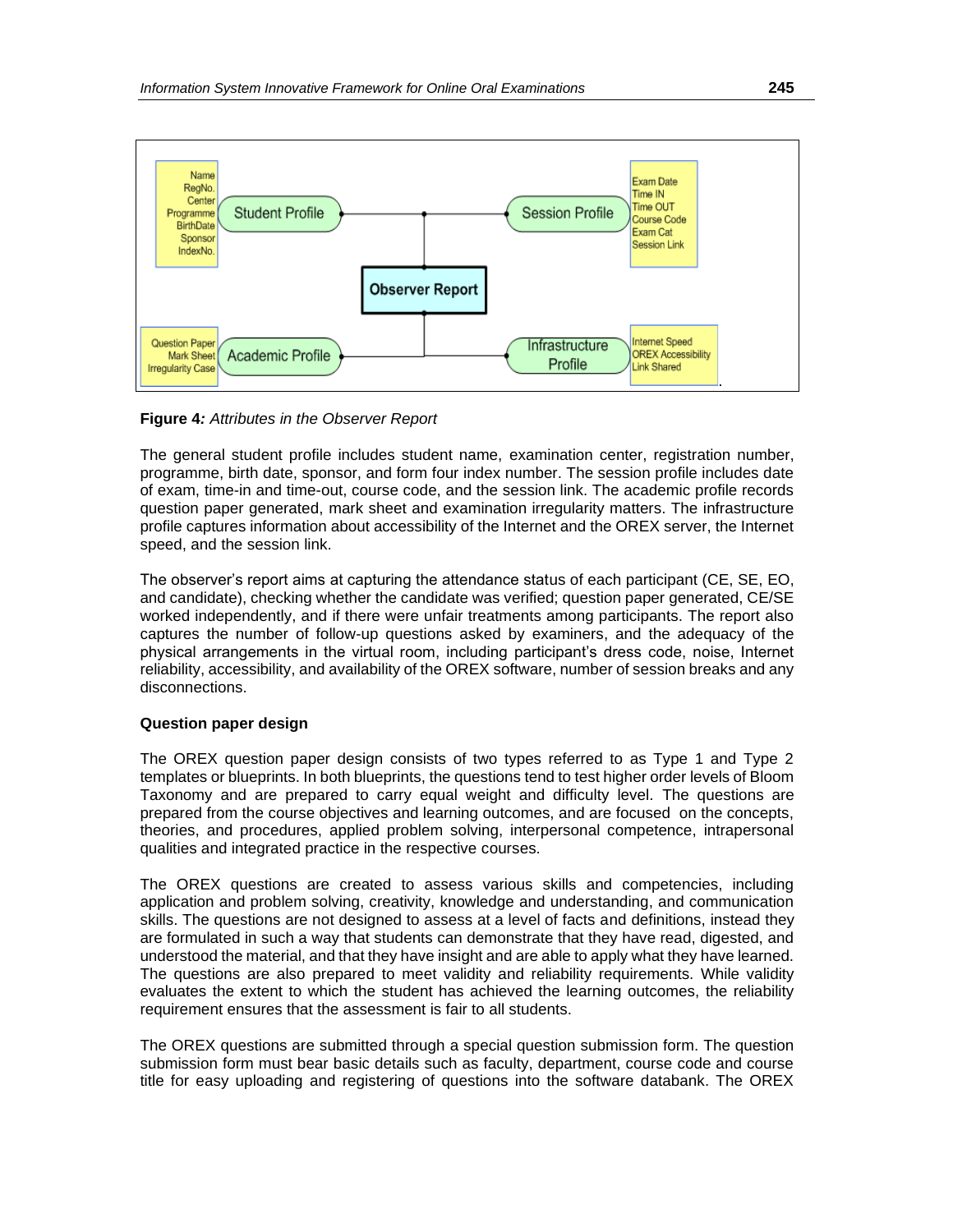**Figure 4***: Attributes in the Observer Report*

The general student profile includes student name, examination center, registration number, programme, birth date, sponsor, and form four index number. The session profile includes date of exam, time-in and time-out, course code, and the session link. The academic profile records question paper generated, mark sheet and examination irregularity matters. The infrastructure profile captures information about accessibility of the Internet and the OREX server, the Internet speed, and the session link.

The observer's report aims at capturing the attendance status of each participant (CE, SE, EO, and candidate), checking whether the candidate was verified; question paper generated, CE/SE worked independently, and if there were unfair treatments among participants. The report also captures the number of follow-up questions asked by examiners, and the adequacy of the physical arrangements in the virtual room, including participant's dress code, noise, Internet reliability, accessibility, and availability of the OREX software, number of session breaks and any disconnections.

**Question paper design**

The OREX question paper design consists of two types referred to as Type 1 and Type 2 templates or blueprints. In both blueprints, the questions tend to test higher order levels of Bloom Taxonomy and are prepared to carry equal weight and difficulty level. The questions are prepared from the course objectives and learning outcomes, and are focused on the concepts, theories, and procedures, applied problem solving, interpersonal competence, intrapersonal qualities and integrated practice in the respective courses.

The OREX questions are created to assess various skills and competencies, including application and problem solving, creativity, knowledge and understanding, and communication skills. The questions are not designed to assess at a level of facts and definitions, instead they are formulated in such a way that students can demonstrate that they have read, digested, and understood the material, and that they have insight and are able to apply what they have learned. The questions are also prepared to meet validity and reliability requirements. While validity evaluates the extent to which the student has achieved the learning outcomes, the reliability requirement ensures that the assessment is fair to all students.

The OREX questions are submitted through a special question submission form. The question submission form must bear basic details such as faculty, department, course code and course title for easy uploading and registering of questions into the software databank. The OREX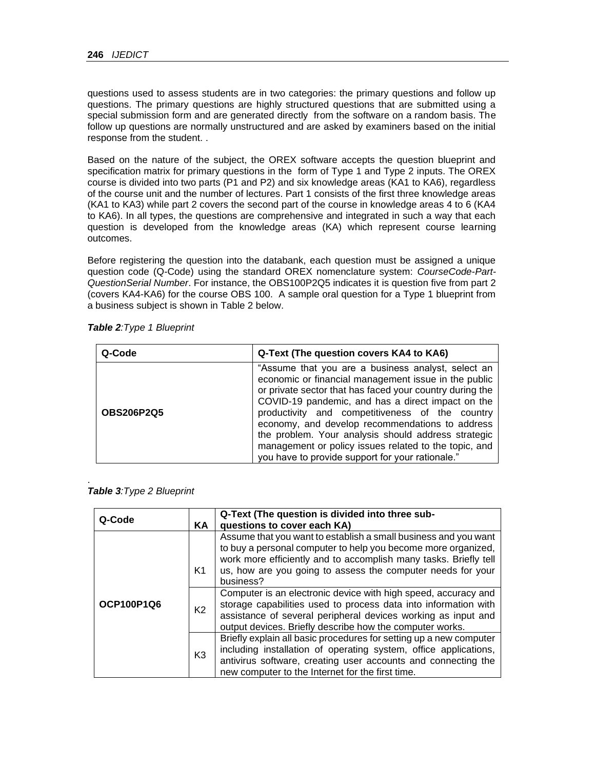questions used to assess students are in two categories: the primary questions and follow up questions. The primary questions are highly structured questions that are submitted using a special submission form and are generated directly from the software on a random basis. The follow up questions are normally unstructured and are asked by examiners based on the initial response from the student. .

Based on the nature of the subject, the OREX software accepts the question blueprint and specification matrix for primary questions in the form of Type 1 and Type 2 inputs. The OREX course is divided into two parts (P1 and P2) and six knowledge areas (KA1 to KA6), regardless of the course unit and the number of lectures. Part 1 consists of the first three knowledge areas (KA1 to KA3) while part 2 covers the second part of the course in knowledge areas 4 to 6 (KA4 to KA6). In all types, the questions are comprehensive and integrated in such a way that each question is developed from the knowledge areas (KA) which represent course learning outcomes.

Before registering the question into the databank, each question must be assigned a unique question code (Q-Code) using the standard OREX nomenclature system: *CourseCode-Part-QuestionSerial Number*. For instance, the OBS100P2Q5 indicates it is question five from part 2 (covers KA4-KA6) for the course OBS 100. A sample oral question for a Type 1 blueprint from a business subject is shown in Table 2 below.

***Table 2**:Type 1 Blueprint*

| Q-Code | Q-Text (The question covers KA4 to KA6) |
|---|---|
| **OBS206P2Q5** | "Assume that you are a business analyst, select an economic or financial management issue in the public or private sector that has faced your country during the COVID-19 pandemic, and has a direct impact on the productivity and competitiveness of the country economy, and develop recommendations to address the problem. Your analysis should address strategic management or policy issues related to the topic, and you have to provide support for your rationale." |

.

***Table 3**:Type 2 Blueprint*

| Q-Code | KA | Q-Text (The question is divided into three sub-questions to cover each KA) |
|---|---|---|
| **OCP100P1Q6** | K1 | Assume that you want to establish a small business and you want to buy a personal computer to help you become more organized, work more efficiently and to accomplish many tasks. Briefly tell us, how are you going to assess the computer needs for your business? |
| | K2 | Computer is an electronic device with high speed, accuracy and storage capabilities used to process data into information with assistance of several peripheral devices working as input and output devices. Briefly describe how the computer works. |
| | K3 | Briefly explain all basic procedures for setting up a new computer including installation of operating system, office applications, antivirus software, creating user accounts and connecting the new computer to the Internet for the first time. |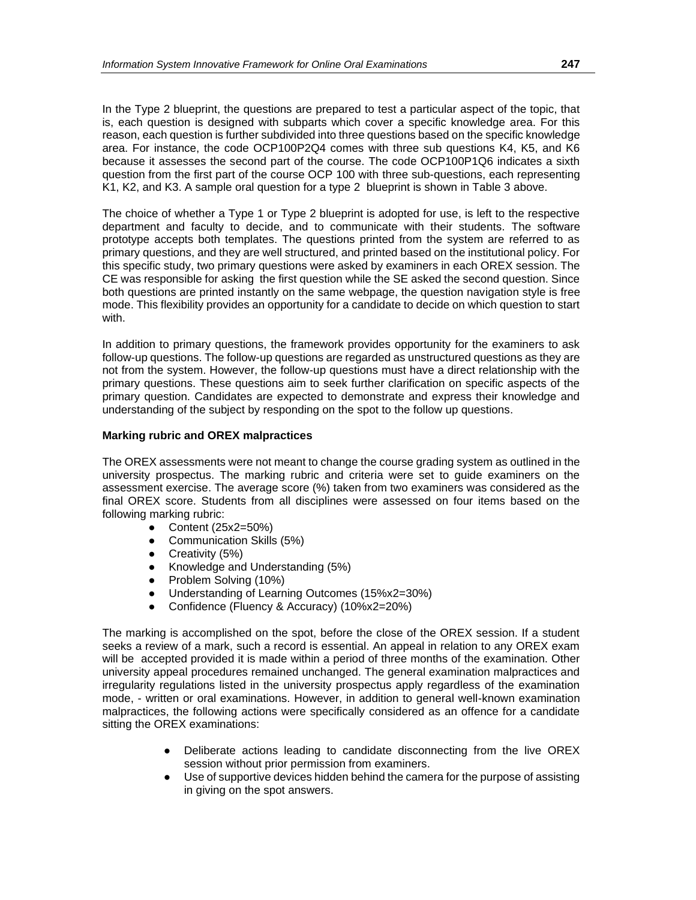In the Type 2 blueprint, the questions are prepared to test a particular aspect of the topic, that is, each question is designed with subparts which cover a specific knowledge area. For this reason, each question is further subdivided into three questions based on the specific knowledge area. For instance, the code OCP100P2Q4 comes with three sub questions K4, K5, and K6 because it assesses the second part of the course. The code OCP100P1Q6 indicates a sixth question from the first part of the course OCP 100 with three sub-questions, each representing K1, K2, and K3. A sample oral question for a type 2 blueprint is shown in Table 3 above.

The choice of whether a Type 1 or Type 2 blueprint is adopted for use, is left to the respective department and faculty to decide, and to communicate with their students. The software prototype accepts both templates. The questions printed from the system are referred to as primary questions, and they are well structured, and printed based on the institutional policy. For this specific study, two primary questions were asked by examiners in each OREX session. The CE was responsible for asking the first question while the SE asked the second question. Since both questions are printed instantly on the same webpage, the question navigation style is free mode. This flexibility provides an opportunity for a candidate to decide on which question to start with.

In addition to primary questions, the framework provides opportunity for the examiners to ask follow-up questions. The follow-up questions are regarded as unstructured questions as they are not from the system. However, the follow-up questions must have a direct relationship with the primary questions. These questions aim to seek further clarification on specific aspects of the primary question. Candidates are expected to demonstrate and express their knowledge and understanding of the subject by responding on the spot to the follow up questions.

**Marking rubric and OREX malpractices**

The OREX assessments were not meant to change the course grading system as outlined in the university prospectus. The marking rubric and criteria were set to guide examiners on the assessment exercise. The average score (%) taken from two examiners was considered as the final OREX score. Students from all disciplines were assessed on four items based on the following marking rubric:

- Content (25x2=50%)
- Communication Skills (5%)
- Creativity (5%)
- Knowledge and Understanding (5%)
- Problem Solving (10%)
- Understanding of Learning Outcomes (15%x2=30%)
- Confidence (Fluency & Accuracy) (10%x2=20%)

The marking is accomplished on the spot, before the close of the OREX session. If a student seeks a review of a mark, such a record is essential. An appeal in relation to any OREX exam will be accepted provided it is made within a period of three months of the examination. Other university appeal procedures remained unchanged. The general examination malpractices and irregularity regulations listed in the university prospectus apply regardless of the examination mode, - written or oral examinations. However, in addition to general well-known examination malpractices, the following actions were specifically considered as an offence for a candidate sitting the OREX examinations:

- Deliberate actions leading to candidate disconnecting from the live OREX session without prior permission from examiners.
- Use of supportive devices hidden behind the camera for the purpose of assisting in giving on the spot answers.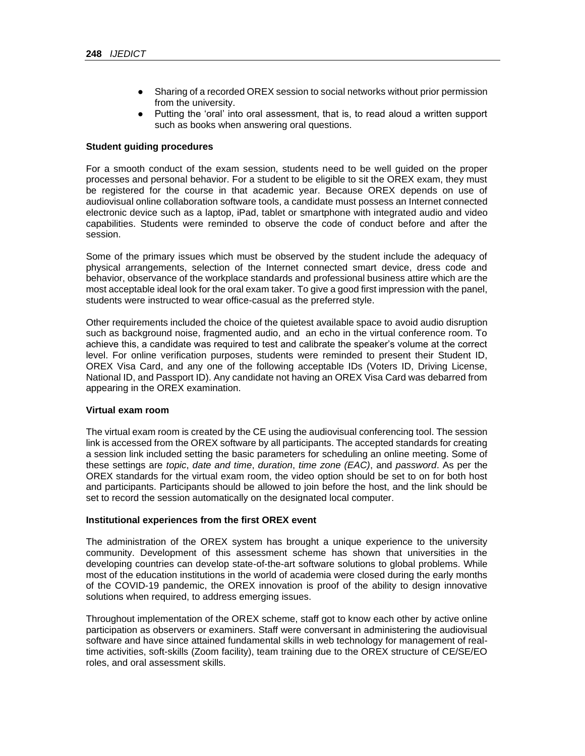- Sharing of a recorded OREX session to social networks without prior permission from the university.
- Putting the 'oral' into oral assessment, that is, to read aloud a written support such as books when answering oral questions.

**Student guiding procedures**

For a smooth conduct of the exam session, students need to be well guided on the proper processes and personal behavior. For a student to be eligible to sit the OREX exam, they must be registered for the course in that academic year. Because OREX depends on use of audiovisual online collaboration software tools, a candidate must possess an Internet connected electronic device such as a laptop, iPad, tablet or smartphone with integrated audio and video capabilities. Students were reminded to observe the code of conduct before and after the session.

Some of the primary issues which must be observed by the student include the adequacy of physical arrangements, selection of the Internet connected smart device, dress code and behavior, observance of the workplace standards and professional business attire which are the most acceptable ideal look for the oral exam taker. To give a good first impression with the panel, students were instructed to wear office-casual as the preferred style.

Other requirements included the choice of the quietest available space to avoid audio disruption such as background noise, fragmented audio, and an echo in the virtual conference room. To achieve this, a candidate was required to test and calibrate the speaker's volume at the correct level. For online verification purposes, students were reminded to present their Student ID, OREX Visa Card, and any one of the following acceptable IDs (Voters ID, Driving License, National ID, and Passport ID). Any candidate not having an OREX Visa Card was debarred from appearing in the OREX examination.

**Virtual exam room**

The virtual exam room is created by the CE using the audiovisual conferencing tool. The session link is accessed from the OREX software by all participants. The accepted standards for creating a session link included setting the basic parameters for scheduling an online meeting. Some of these settings are *topic*, *date and time*, *duration*, *time zone (EAC)*, and *password*. As per the OREX standards for the virtual exam room, the video option should be set to on for both host and participants. Participants should be allowed to join before the host, and the link should be set to record the session automatically on the designated local computer.

**Institutional experiences from the first OREX event**

The administration of the OREX system has brought a unique experience to the university community. Development of this assessment scheme has shown that universities in the developing countries can develop state-of-the-art software solutions to global problems. While most of the education institutions in the world of academia were closed during the early months of the COVID-19 pandemic, the OREX innovation is proof of the ability to design innovative solutions when required, to address emerging issues.

Throughout implementation of the OREX scheme, staff got to know each other by active online participation as observers or examiners. Staff were conversant in administering the audiovisual software and have since attained fundamental skills in web technology for management of real-time activities, soft-skills (Zoom facility), team training due to the OREX structure of CE/SE/EO roles, and oral assessment skills.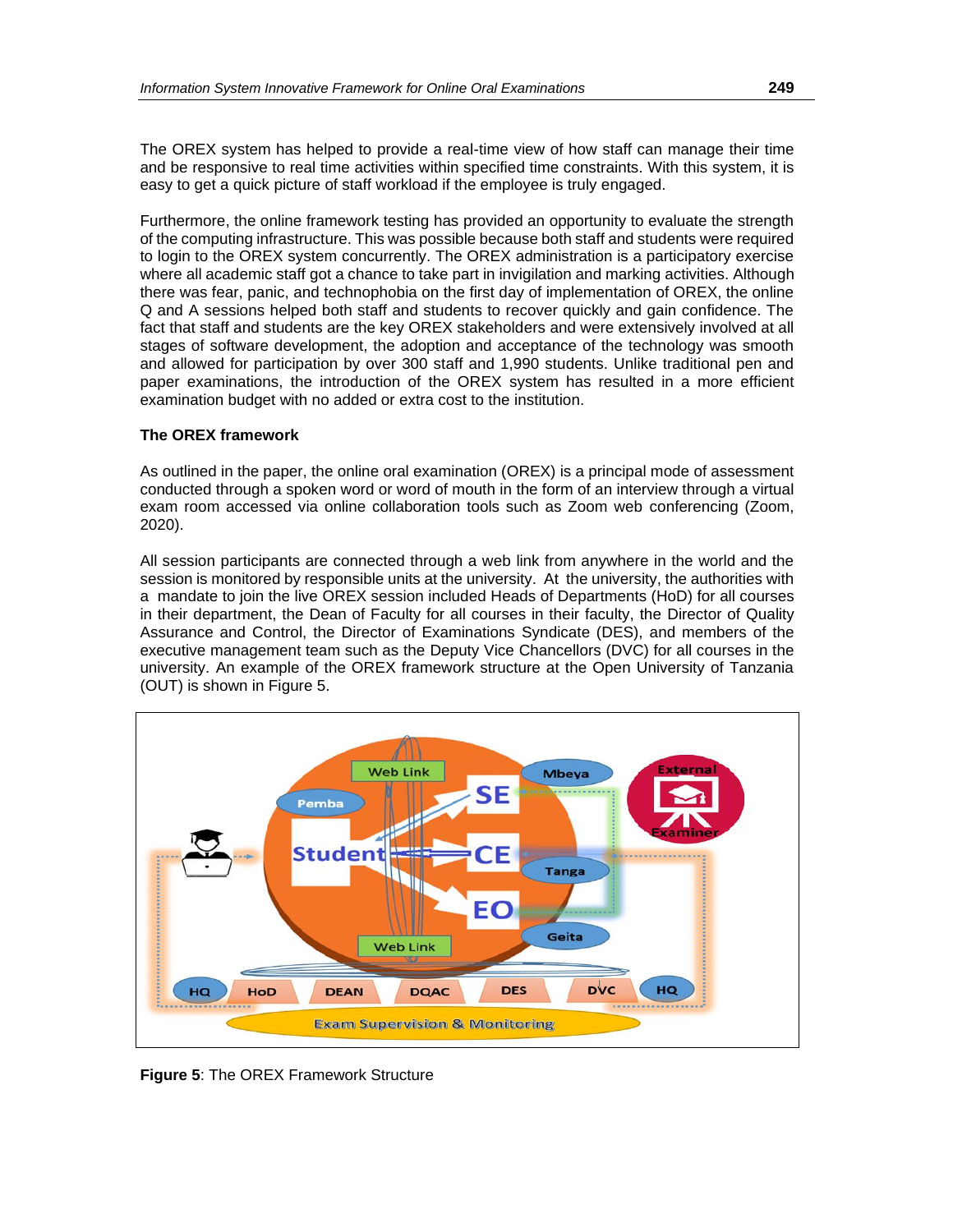The OREX system has helped to provide a real-time view of how staff can manage their time and be responsive to real time activities within specified time constraints. With this system, it is easy to get a quick picture of staff workload if the employee is truly engaged.

Furthermore, the online framework testing has provided an opportunity to evaluate the strength of the computing infrastructure. This was possible because both staff and students were required to login to the OREX system concurrently. The OREX administration is a participatory exercise where all academic staff got a chance to take part in invigilation and marking activities. Although there was fear, panic, and technophobia on the first day of implementation of OREX, the online Q and A sessions helped both staff and students to recover quickly and gain confidence. The fact that staff and students are the key OREX stakeholders and were extensively involved at all stages of software development, the adoption and acceptance of the technology was smooth and allowed for participation by over 300 staff and 1,990 students. Unlike traditional pen and paper examinations, the introduction of the OREX system has resulted in a more efficient examination budget with no added or extra cost to the institution.

**The OREX framework**

As outlined in the paper, the online oral examination (OREX) is a principal mode of assessment conducted through a spoken word or word of mouth in the form of an interview through a virtual exam room accessed via online collaboration tools such as Zoom web conferencing (Zoom, 2020).

All session participants are connected through a web link from anywhere in the world and the session is monitored by responsible units at the university. At the university, the authorities with a mandate to join the live OREX session included Heads of Departments (HoD) for all courses in their department, the Dean of Faculty for all courses in their faculty, the Director of Quality Assurance and Control, the Director of Examinations Syndicate (DES), and members of the executive management team such as the Deputy Vice Chancellors (DVC) for all courses in the university. An example of the OREX framework structure at the Open University of Tanzania (OUT) is shown in Figure 5.

**Figure 5**: The OREX Framework Structure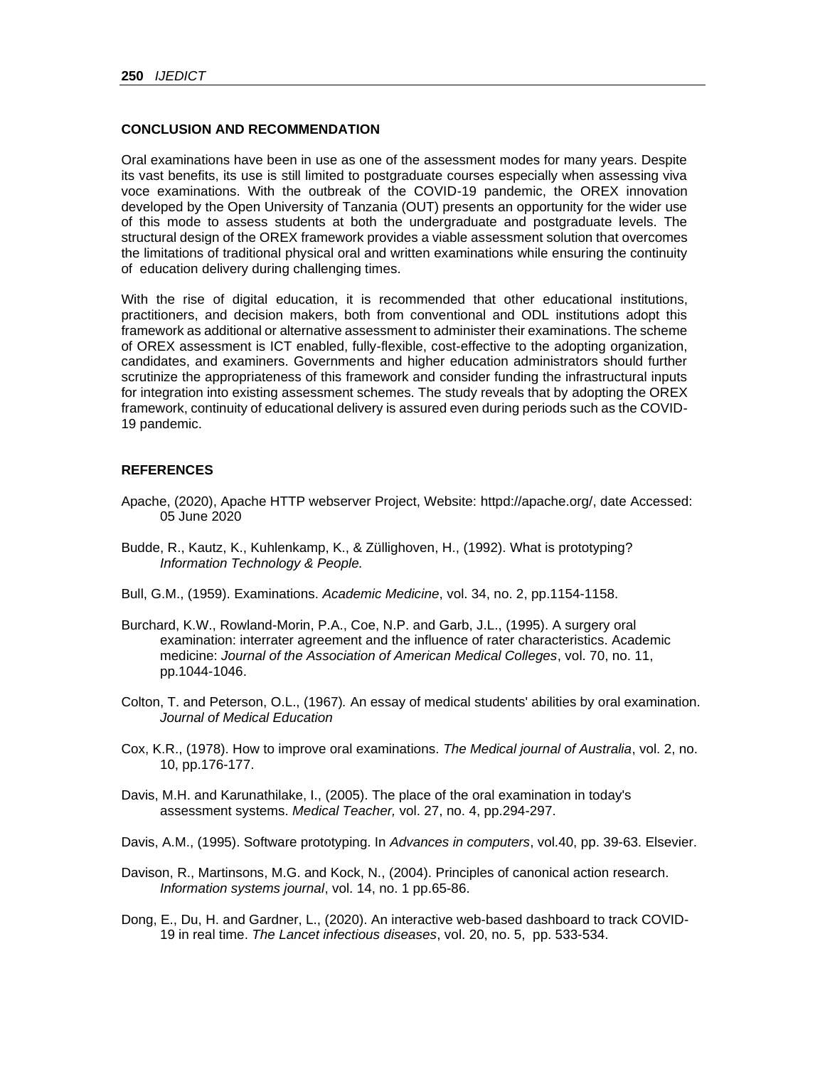## CONCLUSION AND RECOMMENDATION

Oral examinations have been in use as one of the assessment modes for many years. Despite its vast benefits, its use is still limited to postgraduate courses especially when assessing viva voce examinations. With the outbreak of the COVID-19 pandemic, the OREX innovation developed by the Open University of Tanzania (OUT) presents an opportunity for the wider use of this mode to assess students at both the undergraduate and postgraduate levels. The structural design of the OREX framework provides a viable assessment solution that overcomes the limitations of traditional physical oral and written examinations while ensuring the continuity of education delivery during challenging times.

With the rise of digital education, it is recommended that other educational institutions, practitioners, and decision makers, both from conventional and ODL institutions adopt this framework as additional or alternative assessment to administer their examinations. The scheme of OREX assessment is ICT enabled, fully-flexible, cost-effective to the adopting organization, candidates, and examiners. Governments and higher education administrators should further scrutinize the appropriateness of this framework and consider funding the infrastructural inputs for integration into existing assessment schemes. The study reveals that by adopting the OREX framework, continuity of educational delivery is assured even during periods such as the COVID-19 pandemic.

## REFERENCES

Apache, (2020), Apache HTTP webserver Project, Website: httpd://apache.org/, date Accessed: 05 June 2020

Budde, R., Kautz, K., Kuhlenkamp, K., & Züllighoven, H., (1992). What is prototyping? *Information Technology & People.*

Bull, G.M., (1959). Examinations. *Academic Medicine*, vol. 34, no. 2, pp.1154-1158.

Burchard, K.W., Rowland-Morin, P.A., Coe, N.P. and Garb, J.L., (1995). A surgery oral examination: interrater agreement and the influence of rater characteristics. Academic medicine: *Journal of the Association of American Medical Colleges*, vol. 70, no. 11, pp.1044-1046.

Colton, T. and Peterson, O.L., (1967). An essay of medical students' abilities by oral examination. *Journal of Medical Education*

Cox, K.R., (1978). How to improve oral examinations. *The Medical journal of Australia*, vol. 2, no. 10, pp.176-177.

Davis, M.H. and Karunathilake, I., (2005). The place of the oral examination in today's assessment systems. *Medical Teacher,* vol. 27, no. 4, pp.294-297.

Davis, A.M., (1995). Software prototyping. In *Advances in computers*, vol.40, pp. 39-63. Elsevier.

Davison, R., Martinsons, M.G. and Kock, N., (2004). Principles of canonical action research. *Information systems journal*, vol. 14, no. 1 pp.65-86.

Dong, E., Du, H. and Gardner, L., (2020). An interactive web-based dashboard to track COVID-19 in real time. *The Lancet infectious diseases*, vol. 20, no. 5, pp. 533-534.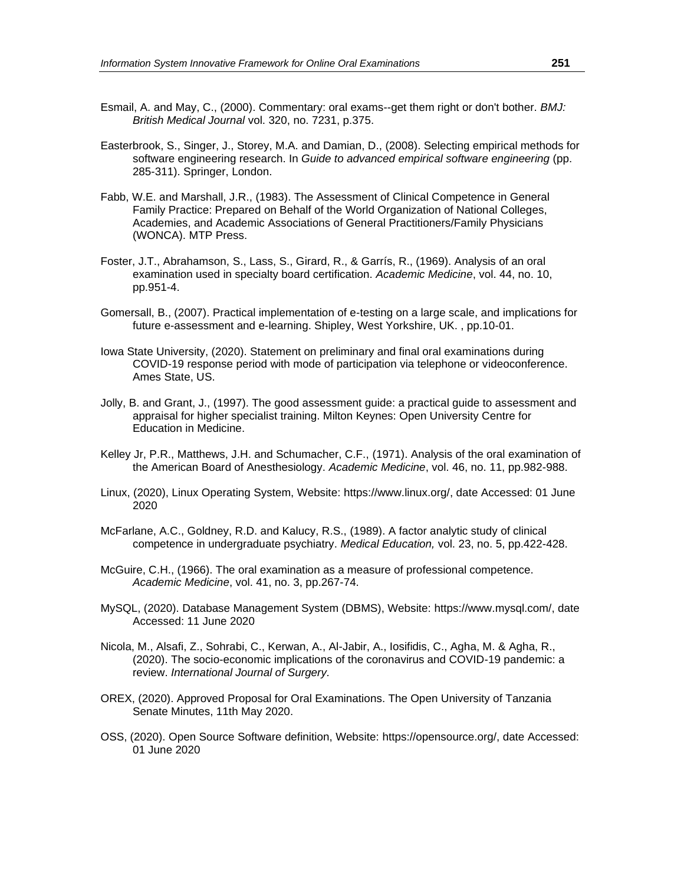Esmail, A. and May, C., (2000). Commentary: oral exams--get them right or don't bother. *BMJ: British Medical Journal* vol. 320, no. 7231, p.375.

Easterbrook, S., Singer, J., Storey, M.A. and Damian, D., (2008). Selecting empirical methods for software engineering research. In *Guide to advanced empirical software engineering* (pp. 285-311). Springer, London.

Fabb, W.E. and Marshall, J.R., (1983). The Assessment of Clinical Competence in General Family Practice: Prepared on Behalf of the World Organization of National Colleges, Academies, and Academic Associations of General Practitioners/Family Physicians (WONCA). MTP Press.

Foster, J.T., Abrahamson, S., Lass, S., Girard, R., & Garrís, R., (1969). Analysis of an oral examination used in specialty board certification. *Academic Medicine*, vol. 44, no. 10, pp.951-4.

Gomersall, B., (2007). Practical implementation of e-testing on a large scale, and implications for future e-assessment and e-learning. Shipley, West Yorkshire, UK. , pp.10-01.

Iowa State University, (2020). Statement on preliminary and final oral examinations during COVID-19 response period with mode of participation via telephone or videoconference. Ames State, US.

Jolly, B. and Grant, J., (1997). The good assessment guide: a practical guide to assessment and appraisal for higher specialist training. Milton Keynes: Open University Centre for Education in Medicine.

Kelley Jr, P.R., Matthews, J.H. and Schumacher, C.F., (1971). Analysis of the oral examination of the American Board of Anesthesiology. *Academic Medicine*, vol. 46, no. 11, pp.982-988.

Linux, (2020), Linux Operating System, Website: https://www.linux.org/, date Accessed: 01 June 2020

McFarlane, A.C., Goldney, R.D. and Kalucy, R.S., (1989). A factor analytic study of clinical competence in undergraduate psychiatry. *Medical Education,* vol. 23, no. 5, pp.422-428.

McGuire, C.H., (1966). The oral examination as a measure of professional competence. *Academic Medicine*, vol. 41, no. 3, pp.267-74.

MySQL, (2020). Database Management System (DBMS), Website: https://www.mysql.com/, date Accessed: 11 June 2020

Nicola, M., Alsafi, Z., Sohrabi, C., Kerwan, A., Al-Jabir, A., Iosifidis, C., Agha, M. & Agha, R., (2020). The socio-economic implications of the coronavirus and COVID-19 pandemic: a review. *International Journal of Surgery.*

OREX, (2020). Approved Proposal for Oral Examinations. The Open University of Tanzania Senate Minutes, 11th May 2020.

OSS, (2020). Open Source Software definition, Website: https://opensource.org/, date Accessed: 01 June 2020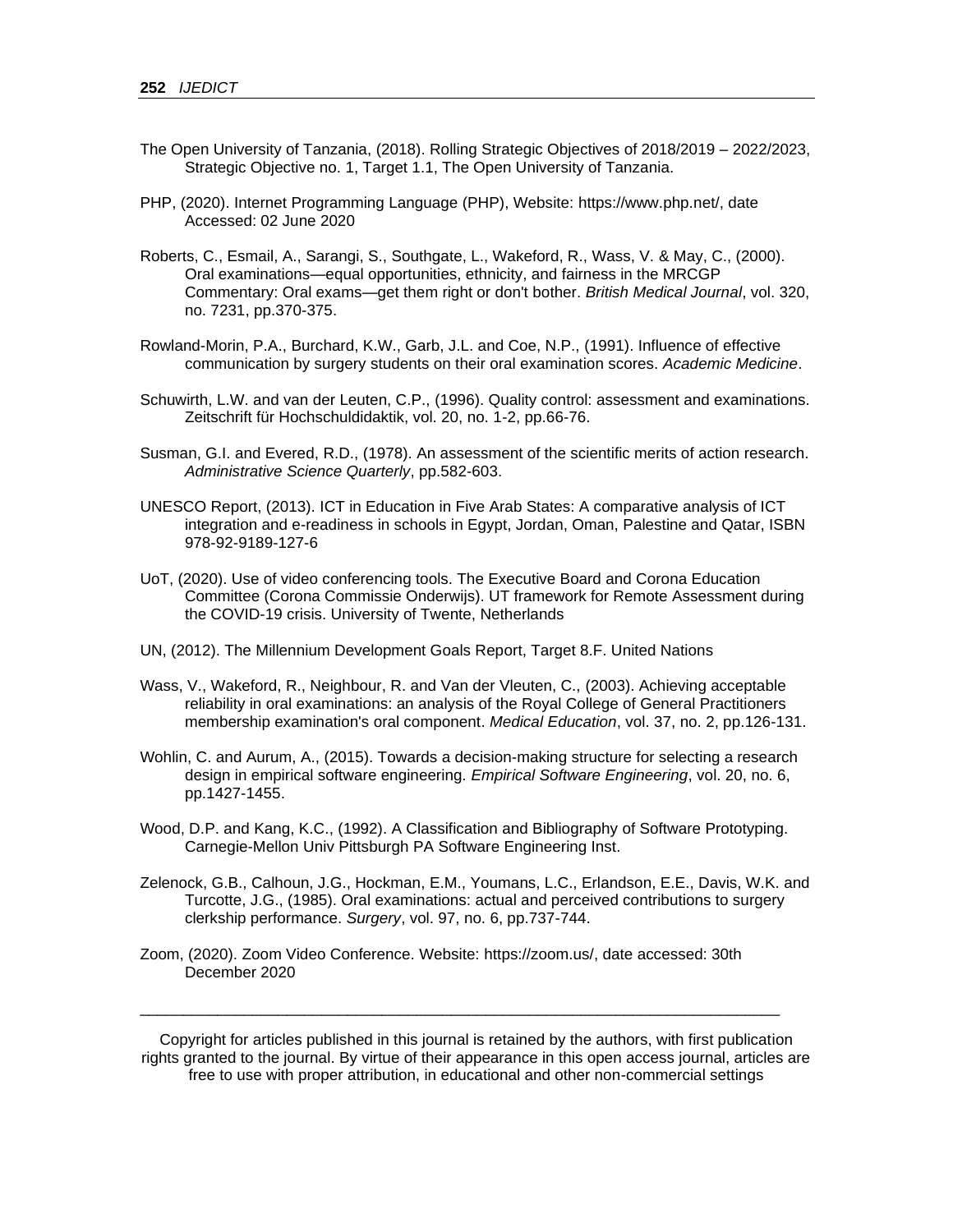The Open University of Tanzania, (2018). Rolling Strategic Objectives of 2018/2019 – 2022/2023, Strategic Objective no. 1, Target 1.1, The Open University of Tanzania.

PHP, (2020). Internet Programming Language (PHP), Website: https://www.php.net/, date Accessed: 02 June 2020

Roberts, C., Esmail, A., Sarangi, S., Southgate, L., Wakeford, R., Wass, V. & May, C., (2000). Oral examinations—equal opportunities, ethnicity, and fairness in the MRCGP Commentary: Oral exams—get them right or don't bother. *British Medical Journal*, vol. 320, no. 7231, pp.370-375.

Rowland-Morin, P.A., Burchard, K.W., Garb, J.L. and Coe, N.P., (1991). Influence of effective communication by surgery students on their oral examination scores. *Academic Medicine*.

Schuwirth, L.W. and van der Leuten, C.P., (1996). Quality control: assessment and examinations. Zeitschrift für Hochschuldidaktik, vol. 20, no. 1-2, pp.66-76.

Susman, G.I. and Evered, R.D., (1978). An assessment of the scientific merits of action research. *Administrative Science Quarterly*, pp.582-603.

UNESCO Report, (2013). ICT in Education in Five Arab States: A comparative analysis of ICT integration and e-readiness in schools in Egypt, Jordan, Oman, Palestine and Qatar, ISBN 978-92-9189-127-6

UoT, (2020). Use of video conferencing tools. The Executive Board and Corona Education Committee (Corona Commissie Onderwijs). UT framework for Remote Assessment during the COVID-19 crisis. University of Twente, Netherlands

UN, (2012). The Millennium Development Goals Report, Target 8.F. United Nations

Wass, V., Wakeford, R., Neighbour, R. and Van der Vleuten, C., (2003). Achieving acceptable reliability in oral examinations: an analysis of the Royal College of General Practitioners membership examination's oral component. *Medical Education*, vol. 37, no. 2, pp.126-131.

Wohlin, C. and Aurum, A., (2015). Towards a decision-making structure for selecting a research design in empirical software engineering. *Empirical Software Engineering*, vol. 20, no. 6, pp.1427-1455.

Wood, D.P. and Kang, K.C., (1992). A Classification and Bibliography of Software Prototyping. Carnegie-Mellon Univ Pittsburgh PA Software Engineering Inst.

Zelenock, G.B., Calhoun, J.G., Hockman, E.M., Youmans, L.C., Erlandson, E.E., Davis, W.K. and Turcotte, J.G., (1985). Oral examinations: actual and perceived contributions to surgery clerkship performance. *Surgery*, vol. 97, no. 6, pp.737-744.

Zoom, (2020). Zoom Video Conference. Website: https://zoom.us/, date accessed: 30th December 2020

---

Copyright for articles published in this journal is retained by the authors, with first publication rights granted to the journal. By virtue of their appearance in this open access journal, articles are free to use with proper attribution, in educational and other non-commercial settings